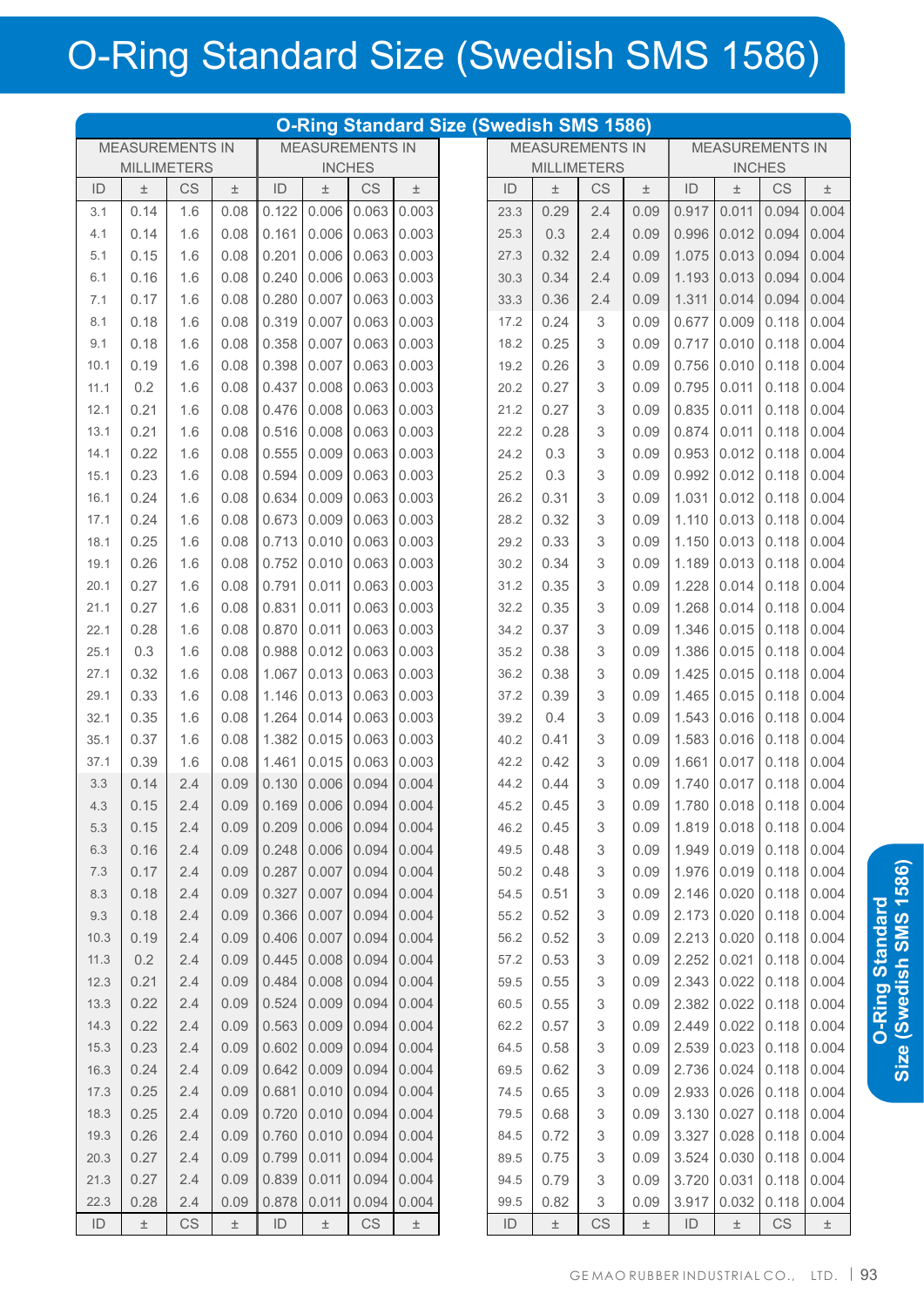# O-Ring Standard Size (Swedish SMS 1586)

| MEASUREMENTS IN MILLIMETERS | | | | MEASUREMENTS IN INCHES | | | |
|---|---|---|---|---|---|---|---|
| ID | ± | CS | ± | ID | ± | CS | ± |
| 3.1 | 0.14 | 1.6 | 0.08 | 0.122 | 0.006 | 0.063 | 0.003 |
| 4.1 | 0.14 | 1.6 | 0.08 | 0.161 | 0.006 | 0.063 | 0.003 |
| 5.1 | 0.15 | 1.6 | 0.08 | 0.201 | 0.006 | 0.063 | 0.003 |
| 6.1 | 0.16 | 1.6 | 0.08 | 0.240 | 0.006 | 0.063 | 0.003 |
| 7.1 | 0.17 | 1.6 | 0.08 | 0.280 | 0.007 | 0.063 | 0.003 |
| 8.1 | 0.18 | 1.6 | 0.08 | 0.319 | 0.007 | 0.063 | 0.003 |
| 9.1 | 0.18 | 1.6 | 0.08 | 0.358 | 0.007 | 0.063 | 0.003 |
| 10.1 | 0.19 | 1.6 | 0.08 | 0.398 | 0.007 | 0.063 | 0.003 |
| 11.1 | 0.2 | 1.6 | 0.08 | 0.437 | 0.008 | 0.063 | 0.003 |
| 12.1 | 0.21 | 1.6 | 0.08 | 0.476 | 0.008 | 0.063 | 0.003 |
| 13.1 | 0.21 | 1.6 | 0.08 | 0.516 | 0.008 | 0.063 | 0.003 |
| 14.1 | 0.22 | 1.6 | 0.08 | 0.555 | 0.009 | 0.063 | 0.003 |
| 15.1 | 0.23 | 1.6 | 0.08 | 0.594 | 0.009 | 0.063 | 0.003 |
| 16.1 | 0.24 | 1.6 | 0.08 | 0.634 | 0.009 | 0.063 | 0.003 |
| 17.1 | 0.24 | 1.6 | 0.08 | 0.673 | 0.009 | 0.063 | 0.003 |
| 18.1 | 0.25 | 1.6 | 0.08 | 0.713 | 0.010 | 0.063 | 0.003 |
| 19.1 | 0.26 | 1.6 | 0.08 | 0.752 | 0.010 | 0.063 | 0.003 |
| 20.1 | 0.27 | 1.6 | 0.08 | 0.791 | 0.011 | 0.063 | 0.003 |
| 21.1 | 0.27 | 1.6 | 0.08 | 0.831 | 0.011 | 0.063 | 0.003 |
| 22.1 | 0.28 | 1.6 | 0.08 | 0.870 | 0.011 | 0.063 | 0.003 |
| 25.1 | 0.3 | 1.6 | 0.08 | 0.988 | 0.012 | 0.063 | 0.003 |
| 27.1 | 0.32 | 1.6 | 0.08 | 1.067 | 0.013 | 0.063 | 0.003 |
| 29.1 | 0.33 | 1.6 | 0.08 | 1.146 | 0.013 | 0.063 | 0.003 |
| 32.1 | 0.35 | 1.6 | 0.08 | 1.264 | 0.014 | 0.063 | 0.003 |
| 35.1 | 0.37 | 1.6 | 0.08 | 1.382 | 0.015 | 0.063 | 0.003 |
| 37.1 | 0.39 | 1.6 | 0.08 | 1.461 | 0.015 | 0.063 | 0.003 |
| 3.3 | 0.14 | 2.4 | 0.09 | 0.130 | 0.006 | 0.094 | 0.004 |
| 4.3 | 0.15 | 2.4 | 0.09 | 0.169 | 0.006 | 0.094 | 0.004 |
| 5.3 | 0.15 | 2.4 | 0.09 | 0.209 | 0.006 | 0.094 | 0.004 |
| 6.3 | 0.16 | 2.4 | 0.09 | 0.248 | 0.006 | 0.094 | 0.004 |
| 7.3 | 0.17 | 2.4 | 0.09 | 0.287 | 0.007 | 0.094 | 0.004 |
| 8.3 | 0.18 | 2.4 | 0.09 | 0.327 | 0.007 | 0.094 | 0.004 |
| 9.3 | 0.18 | 2.4 | 0.09 | 0.366 | 0.007 | 0.094 | 0.004 |
| 10.3 | 0.19 | 2.4 | 0.09 | 0.406 | 0.007 | 0.094 | 0.004 |
| 11.3 | 0.2 | 2.4 | 0.09 | 0.445 | 0.008 | 0.094 | 0.004 |
| 12.3 | 0.21 | 2.4 | 0.09 | 0.484 | 0.008 | 0.094 | 0.004 |
| 13.3 | 0.22 | 2.4 | 0.09 | 0.524 | 0.009 | 0.094 | 0.004 |
| 14.3 | 0.22 | 2.4 | 0.09 | 0.563 | 0.009 | 0.094 | 0.004 |
| 15.3 | 0.23 | 2.4 | 0.09 | 0.602 | 0.009 | 0.094 | 0.004 |
| 16.3 | 0.24 | 2.4 | 0.09 | 0.642 | 0.009 | 0.094 | 0.004 |
| 17.3 | 0.25 | 2.4 | 0.09 | 0.681 | 0.010 | 0.094 | 0.004 |
| 18.3 | 0.25 | 2.4 | 0.09 | 0.720 | 0.010 | 0.094 | 0.004 |
| 19.3 | 0.26 | 2.4 | 0.09 | 0.760 | 0.010 | 0.094 | 0.004 |
| 20.3 | 0.27 | 2.4 | 0.09 | 0.799 | 0.011 | 0.094 | 0.004 |
| 21.3 | 0.27 | 2.4 | 0.09 | 0.839 | 0.011 | 0.094 | 0.004 |
| 22.3 | 0.28 | 2.4 | 0.09 | 0.878 | 0.011 | 0.094 | 0.004 |
| 23.3 | 0.29 | 2.4 | 0.09 | 0.917 | 0.011 | 0.094 | 0.004 |
| 25.3 | 0.3 | 2.4 | 0.09 | 0.996 | 0.012 | 0.094 | 0.004 |
| 27.3 | 0.32 | 2.4 | 0.09 | 1.075 | 0.013 | 0.094 | 0.004 |
| 30.3 | 0.34 | 2.4 | 0.09 | 1.193 | 0.013 | 0.094 | 0.004 |
| 33.3 | 0.36 | 2.4 | 0.09 | 1.311 | 0.014 | 0.094 | 0.004 |
| 17.2 | 0.24 | 3 | 0.09 | 0.677 | 0.009 | 0.118 | 0.004 |
| 18.2 | 0.25 | 3 | 0.09 | 0.717 | 0.010 | 0.118 | 0.004 |
| 19.2 | 0.26 | 3 | 0.09 | 0.756 | 0.010 | 0.118 | 0.004 |
| 20.2 | 0.27 | 3 | 0.09 | 0.795 | 0.011 | 0.118 | 0.004 |
| 21.2 | 0.27 | 3 | 0.09 | 0.835 | 0.011 | 0.118 | 0.004 |
| 22.2 | 0.28 | 3 | 0.09 | 0.874 | 0.011 | 0.118 | 0.004 |
| 24.2 | 0.3 | 3 | 0.09 | 0.953 | 0.012 | 0.118 | 0.004 |
| 25.2 | 0.3 | 3 | 0.09 | 0.992 | 0.012 | 0.118 | 0.004 |
| 26.2 | 0.31 | 3 | 0.09 | 1.031 | 0.012 | 0.118 | 0.004 |
| 28.2 | 0.32 | 3 | 0.09 | 1.110 | 0.013 | 0.118 | 0.004 |
| 29.2 | 0.33 | 3 | 0.09 | 1.150 | 0.013 | 0.118 | 0.004 |
| 30.2 | 0.34 | 3 | 0.09 | 1.189 | 0.013 | 0.118 | 0.004 |
| 31.2 | 0.35 | 3 | 0.09 | 1.228 | 0.014 | 0.118 | 0.004 |
| 32.2 | 0.35 | 3 | 0.09 | 1.268 | 0.014 | 0.118 | 0.004 |
| 34.2 | 0.37 | 3 | 0.09 | 1.346 | 0.015 | 0.118 | 0.004 |
| 35.2 | 0.38 | 3 | 0.09 | 1.386 | 0.015 | 0.118 | 0.004 |
| 36.2 | 0.38 | 3 | 0.09 | 1.425 | 0.015 | 0.118 | 0.004 |
| 37.2 | 0.39 | 3 | 0.09 | 1.465 | 0.015 | 0.118 | 0.004 |
| 39.2 | 0.4 | 3 | 0.09 | 1.543 | 0.016 | 0.118 | 0.004 |
| 40.2 | 0.41 | 3 | 0.09 | 1.583 | 0.016 | 0.118 | 0.004 |
| 42.2 | 0.42 | 3 | 0.09 | 1.661 | 0.017 | 0.118 | 0.004 |
| 44.2 | 0.44 | 3 | 0.09 | 1.740 | 0.017 | 0.118 | 0.004 |
| 45.2 | 0.45 | 3 | 0.09 | 1.780 | 0.018 | 0.118 | 0.004 |
| 46.2 | 0.45 | 3 | 0.09 | 1.819 | 0.018 | 0.118 | 0.004 |
| 49.5 | 0.48 | 3 | 0.09 | 1.949 | 0.019 | 0.118 | 0.004 |
| 50.2 | 0.48 | 3 | 0.09 | 1.976 | 0.019 | 0.118 | 0.004 |
| 54.5 | 0.51 | 3 | 0.09 | 2.146 | 0.020 | 0.118 | 0.004 |
| 55.2 | 0.52 | 3 | 0.09 | 2.173 | 0.020 | 0.118 | 0.004 |
| 56.2 | 0.52 | 3 | 0.09 | 2.213 | 0.020 | 0.118 | 0.004 |
| 57.2 | 0.53 | 3 | 0.09 | 2.252 | 0.021 | 0.118 | 0.004 |
| 59.5 | 0.55 | 3 | 0.09 | 2.343 | 0.022 | 0.118 | 0.004 |
| 60.5 | 0.55 | 3 | 0.09 | 2.382 | 0.022 | 0.118 | 0.004 |
| 62.2 | 0.57 | 3 | 0.09 | 2.449 | 0.022 | 0.118 | 0.004 |
| 64.5 | 0.58 | 3 | 0.09 | 2.539 | 0.023 | 0.118 | 0.004 |
| 69.5 | 0.62 | 3 | 0.09 | 2.736 | 0.024 | 0.118 | 0.004 |
| 74.5 | 0.65 | 3 | 0.09 | 2.933 | 0.026 | 0.118 | 0.004 |
| 79.5 | 0.68 | 3 | 0.09 | 3.130 | 0.027 | 0.118 | 0.004 |
| 84.5 | 0.72 | 3 | 0.09 | 3.327 | 0.028 | 0.118 | 0.004 |
| 89.5 | 0.75 | 3 | 0.09 | 3.524 | 0.030 | 0.118 | 0.004 |
| 94.5 | 0.79 | 3 | 0.09 | 3.720 | 0.031 | 0.118 | 0.004 |
| 99.5 | 0.82 | 3 | 0.09 | 3.917 | 0.032 | 0.118 | 0.004 |
| ID | ± | CS | ± | ID | ± | CS | ± |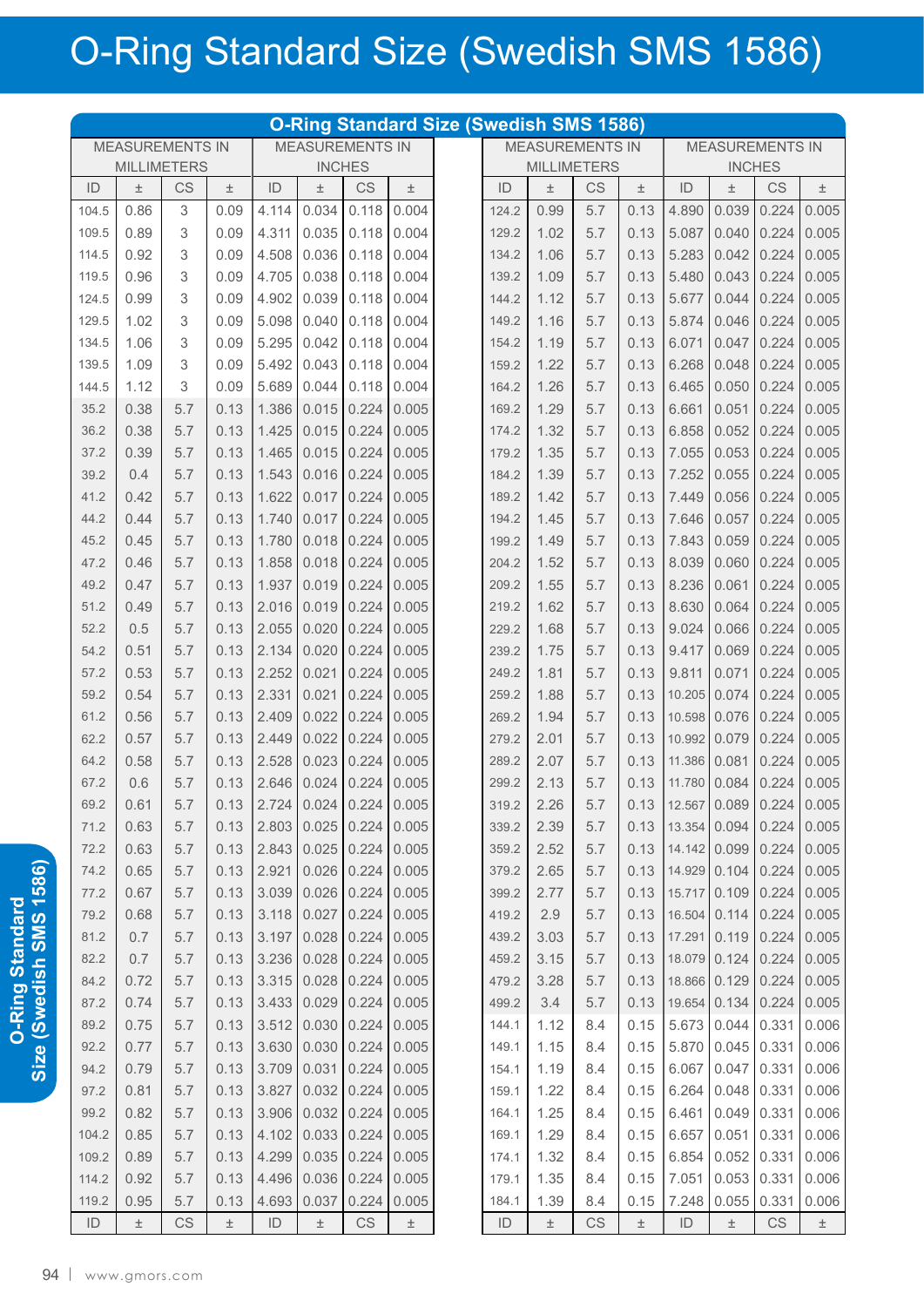# O-Ring Standard Size (Swedish SMS 1586)

| O-Ring Standard Size (Swedish SMS 1586) | | | | | | | | | | | | | | | |
|---|---|---|---|---|---|---|---|---|---|---|---|---|---|---|---|
| MEASUREMENTS IN MILLIMETERS | | | | MEASUREMENTS IN INCHES | | | | MEASUREMENTS IN MILLIMETERS | | | | MEASUREMENTS IN INCHES | | | |
| ID | ± | CS | ± | ID | ± | CS | ± | ID | ± | CS | ± | ID | ± | CS | ± |
| 104.5 | 0.86 | 3 | 0.09 | 4.114 | 0.034 | 0.118 | 0.004 | 124.2 | 0.99 | 5.7 | 0.13 | 4.890 | 0.039 | 0.224 | 0.005 |
| 109.5 | 0.89 | 3 | 0.09 | 4.311 | 0.035 | 0.118 | 0.004 | 129.2 | 1.02 | 5.7 | 0.13 | 5.087 | 0.040 | 0.224 | 0.005 |
| 114.5 | 0.92 | 3 | 0.09 | 4.508 | 0.036 | 0.118 | 0.004 | 134.2 | 1.06 | 5.7 | 0.13 | 5.283 | 0.042 | 0.224 | 0.005 |
| 119.5 | 0.96 | 3 | 0.09 | 4.705 | 0.038 | 0.118 | 0.004 | 139.2 | 1.09 | 5.7 | 0.13 | 5.480 | 0.043 | 0.224 | 0.005 |
| 124.5 | 0.99 | 3 | 0.09 | 4.902 | 0.039 | 0.118 | 0.004 | 144.2 | 1.12 | 5.7 | 0.13 | 5.677 | 0.044 | 0.224 | 0.005 |
| 129.5 | 1.02 | 3 | 0.09 | 5.098 | 0.040 | 0.118 | 0.004 | 149.2 | 1.16 | 5.7 | 0.13 | 5.874 | 0.046 | 0.224 | 0.005 |
| 134.5 | 1.06 | 3 | 0.09 | 5.295 | 0.042 | 0.118 | 0.004 | 154.2 | 1.19 | 5.7 | 0.13 | 6.071 | 0.047 | 0.224 | 0.005 |
| 139.5 | 1.09 | 3 | 0.09 | 5.492 | 0.043 | 0.118 | 0.004 | 159.2 | 1.22 | 5.7 | 0.13 | 6.268 | 0.048 | 0.224 | 0.005 |
| 144.5 | 1.12 | 3 | 0.09 | 5.689 | 0.044 | 0.118 | 0.004 | 164.2 | 1.26 | 5.7 | 0.13 | 6.465 | 0.050 | 0.224 | 0.005 |
| 35.2 | 0.38 | 5.7 | 0.13 | 1.386 | 0.015 | 0.224 | 0.005 | 169.2 | 1.29 | 5.7 | 0.13 | 6.661 | 0.051 | 0.224 | 0.005 |
| 36.2 | 0.38 | 5.7 | 0.13 | 1.425 | 0.015 | 0.224 | 0.005 | 174.2 | 1.32 | 5.7 | 0.13 | 6.858 | 0.052 | 0.224 | 0.005 |
| 37.2 | 0.39 | 5.7 | 0.13 | 1.465 | 0.015 | 0.224 | 0.005 | 179.2 | 1.35 | 5.7 | 0.13 | 7.055 | 0.053 | 0.224 | 0.005 |
| 39.2 | 0.4 | 5.7 | 0.13 | 1.543 | 0.016 | 0.224 | 0.005 | 184.2 | 1.39 | 5.7 | 0.13 | 7.252 | 0.055 | 0.224 | 0.005 |
| 41.2 | 0.42 | 5.7 | 0.13 | 1.622 | 0.017 | 0.224 | 0.005 | 189.2 | 1.42 | 5.7 | 0.13 | 7.449 | 0.056 | 0.224 | 0.005 |
| 44.2 | 0.44 | 5.7 | 0.13 | 1.740 | 0.017 | 0.224 | 0.005 | 194.2 | 1.45 | 5.7 | 0.13 | 7.646 | 0.057 | 0.224 | 0.005 |
| 45.2 | 0.45 | 5.7 | 0.13 | 1.780 | 0.018 | 0.224 | 0.005 | 199.2 | 1.49 | 5.7 | 0.13 | 7.843 | 0.059 | 0.224 | 0.005 |
| 47.2 | 0.46 | 5.7 | 0.13 | 1.858 | 0.018 | 0.224 | 0.005 | 204.2 | 1.52 | 5.7 | 0.13 | 8.039 | 0.060 | 0.224 | 0.005 |
| 49.2 | 0.47 | 5.7 | 0.13 | 1.937 | 0.019 | 0.224 | 0.005 | 209.2 | 1.55 | 5.7 | 0.13 | 8.236 | 0.061 | 0.224 | 0.005 |
| 51.2 | 0.49 | 5.7 | 0.13 | 2.016 | 0.019 | 0.224 | 0.005 | 219.2 | 1.62 | 5.7 | 0.13 | 8.630 | 0.064 | 0.224 | 0.005 |
| 52.2 | 0.5 | 5.7 | 0.13 | 2.055 | 0.020 | 0.224 | 0.005 | 229.2 | 1.68 | 5.7 | 0.13 | 9.024 | 0.066 | 0.224 | 0.005 |
| 54.2 | 0.51 | 5.7 | 0.13 | 2.134 | 0.020 | 0.224 | 0.005 | 239.2 | 1.75 | 5.7 | 0.13 | 9.417 | 0.069 | 0.224 | 0.005 |
| 57.2 | 0.53 | 5.7 | 0.13 | 2.252 | 0.021 | 0.224 | 0.005 | 249.2 | 1.81 | 5.7 | 0.13 | 9.811 | 0.071 | 0.224 | 0.005 |
| 59.2 | 0.54 | 5.7 | 0.13 | 2.331 | 0.021 | 0.224 | 0.005 | 259.2 | 1.88 | 5.7 | 0.13 | 10.205 | 0.074 | 0.224 | 0.005 |
| 61.2 | 0.56 | 5.7 | 0.13 | 2.409 | 0.022 | 0.224 | 0.005 | 269.2 | 1.94 | 5.7 | 0.13 | 10.598 | 0.076 | 0.224 | 0.005 |
| 62.2 | 0.57 | 5.7 | 0.13 | 2.449 | 0.022 | 0.224 | 0.005 | 279.2 | 2.01 | 5.7 | 0.13 | 10.992 | 0.079 | 0.224 | 0.005 |
| 64.2 | 0.58 | 5.7 | 0.13 | 2.528 | 0.023 | 0.224 | 0.005 | 289.2 | 2.07 | 5.7 | 0.13 | 11.386 | 0.081 | 0.224 | 0.005 |
| 67.2 | 0.6 | 5.7 | 0.13 | 2.646 | 0.024 | 0.224 | 0.005 | 299.2 | 2.13 | 5.7 | 0.13 | 11.780 | 0.084 | 0.224 | 0.005 |
| 69.2 | 0.61 | 5.7 | 0.13 | 2.724 | 0.024 | 0.224 | 0.005 | 319.2 | 2.26 | 5.7 | 0.13 | 12.567 | 0.089 | 0.224 | 0.005 |
| 71.2 | 0.63 | 5.7 | 0.13 | 2.803 | 0.025 | 0.224 | 0.005 | 339.2 | 2.39 | 5.7 | 0.13 | 13.354 | 0.094 | 0.224 | 0.005 |
| 72.2 | 0.63 | 5.7 | 0.13 | 2.843 | 0.025 | 0.224 | 0.005 | 359.2 | 2.52 | 5.7 | 0.13 | 14.142 | 0.099 | 0.224 | 0.005 |
| 74.2 | 0.65 | 5.7 | 0.13 | 2.921 | 0.026 | 0.224 | 0.005 | 379.2 | 2.65 | 5.7 | 0.13 | 14.929 | 0.104 | 0.224 | 0.005 |
| 77.2 | 0.67 | 5.7 | 0.13 | 3.039 | 0.026 | 0.224 | 0.005 | 399.2 | 2.77 | 5.7 | 0.13 | 15.717 | 0.109 | 0.224 | 0.005 |
| 79.2 | 0.68 | 5.7 | 0.13 | 3.118 | 0.027 | 0.224 | 0.005 | 419.2 | 2.9 | 5.7 | 0.13 | 16.504 | 0.114 | 0.224 | 0.005 |
| 81.2 | 0.7 | 5.7 | 0.13 | 3.197 | 0.028 | 0.224 | 0.005 | 439.2 | 3.03 | 5.7 | 0.13 | 17.291 | 0.119 | 0.224 | 0.005 |
| 82.2 | 0.7 | 5.7 | 0.13 | 3.236 | 0.028 | 0.224 | 0.005 | 459.2 | 3.15 | 5.7 | 0.13 | 18.079 | 0.124 | 0.224 | 0.005 |
| 84.2 | 0.72 | 5.7 | 0.13 | 3.315 | 0.028 | 0.224 | 0.005 | 479.2 | 3.28 | 5.7 | 0.13 | 18.866 | 0.129 | 0.224 | 0.005 |
| 87.2 | 0.74 | 5.7 | 0.13 | 3.433 | 0.029 | 0.224 | 0.005 | 499.2 | 3.4 | 5.7 | 0.13 | 19.654 | 0.134 | 0.224 | 0.005 |
| 89.2 | 0.75 | 5.7 | 0.13 | 3.512 | 0.030 | 0.224 | 0.005 | 144.1 | 1.12 | 8.4 | 0.15 | 5.673 | 0.044 | 0.331 | 0.006 |
| 92.2 | 0.77 | 5.7 | 0.13 | 3.630 | 0.030 | 0.224 | 0.005 | 149.1 | 1.15 | 8.4 | 0.15 | 5.870 | 0.045 | 0.331 | 0.006 |
| 94.2 | 0.79 | 5.7 | 0.13 | 3.709 | 0.031 | 0.224 | 0.005 | 154.1 | 1.19 | 8.4 | 0.15 | 6.067 | 0.047 | 0.331 | 0.006 |
| 97.2 | 0.81 | 5.7 | 0.13 | 3.827 | 0.032 | 0.224 | 0.005 | 159.1 | 1.22 | 8.4 | 0.15 | 6.264 | 0.048 | 0.331 | 0.006 |
| 99.2 | 0.82 | 5.7 | 0.13 | 3.906 | 0.032 | 0.224 | 0.005 | 164.1 | 1.25 | 8.4 | 0.15 | 6.461 | 0.049 | 0.331 | 0.006 |
| 104.2 | 0.85 | 5.7 | 0.13 | 4.102 | 0.033 | 0.224 | 0.005 | 169.1 | 1.29 | 8.4 | 0.15 | 6.657 | 0.051 | 0.331 | 0.006 |
| 109.2 | 0.89 | 5.7 | 0.13 | 4.299 | 0.035 | 0.224 | 0.005 | 174.1 | 1.32 | 8.4 | 0.15 | 6.854 | 0.052 | 0.331 | 0.006 |
| 114.2 | 0.92 | 5.7 | 0.13 | 4.496 | 0.036 | 0.224 | 0.005 | 179.1 | 1.35 | 8.4 | 0.15 | 7.051 | 0.053 | 0.331 | 0.006 |
| 119.2 | 0.95 | 5.7 | 0.13 | 4.693 | 0.037 | 0.224 | 0.005 | 184.1 | 1.39 | 8.4 | 0.15 | 7.248 | 0.055 | 0.331 | 0.006 |
| ID | ± | CS | ± | ID | ± | CS | ± | ID | ± | CS | ± | ID | ± | CS | ± |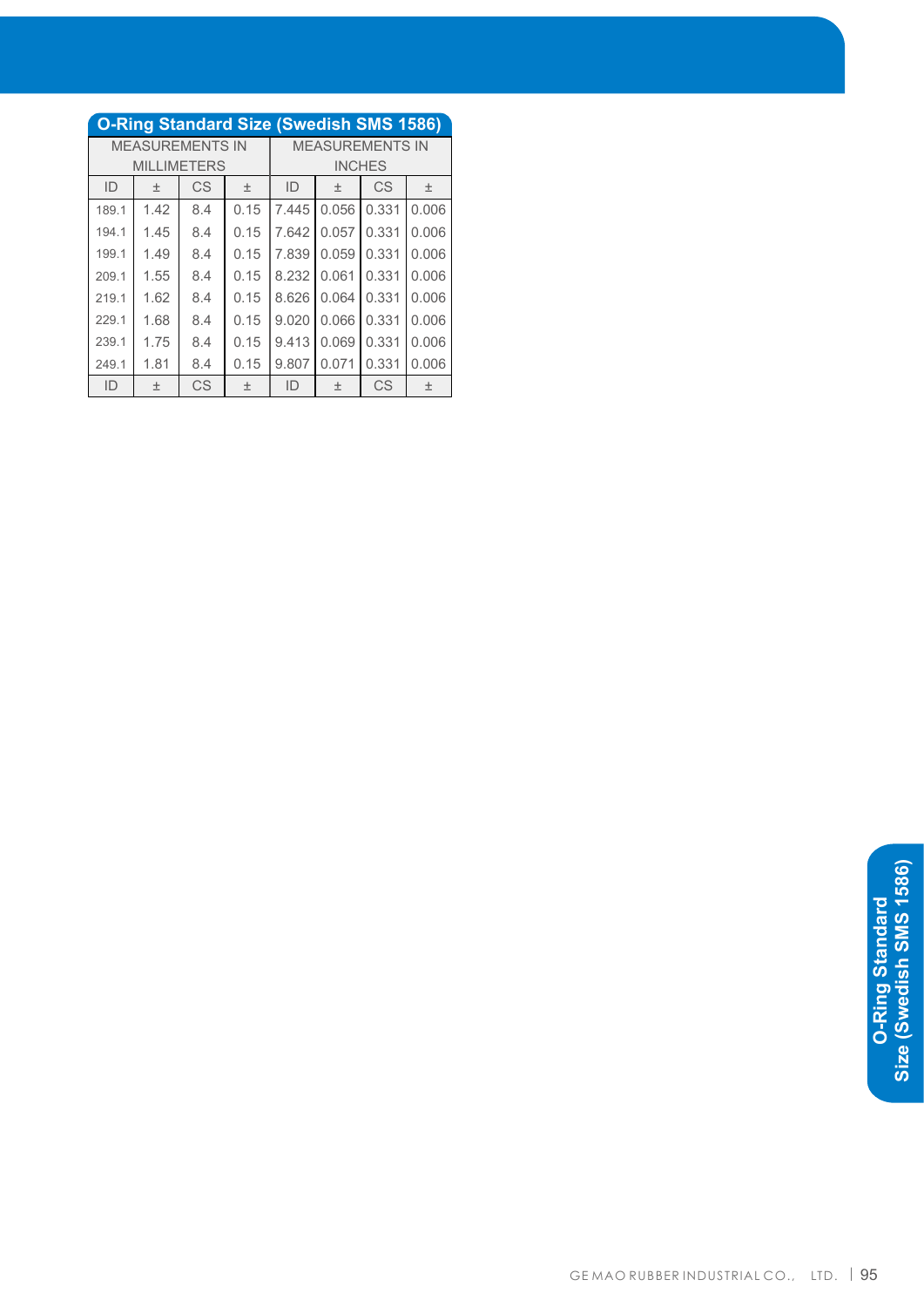## O-Ring Standard Size (Swedish SMS 1586)

| MEASUREMENTS IN MILLIMETERS | | | | MEASUREMENTS IN INCHES | | | |
|---|---|---|---|---|---|---|---|
| ID | ± | CS | ± | ID | ± | CS | ± |
| 189.1 | 1.42 | 8.4 | 0.15 | 7.445 | 0.056 | 0.331 | 0.006 |
| 194.1 | 1.45 | 8.4 | 0.15 | 7.642 | 0.057 | 0.331 | 0.006 |
| 199.1 | 1.49 | 8.4 | 0.15 | 7.839 | 0.059 | 0.331 | 0.006 |
| 209.1 | 1.55 | 8.4 | 0.15 | 8.232 | 0.061 | 0.331 | 0.006 |
| 219.1 | 1.62 | 8.4 | 0.15 | 8.626 | 0.064 | 0.331 | 0.006 |
| 229.1 | 1.68 | 8.4 | 0.15 | 9.020 | 0.066 | 0.331 | 0.006 |
| 239.1 | 1.75 | 8.4 | 0.15 | 9.413 | 0.069 | 0.331 | 0.006 |
| 249.1 | 1.81 | 8.4 | 0.15 | 9.807 | 0.071 | 0.331 | 0.006 |
| ID | ± | CS | ± | ID | ± | CS | ± |